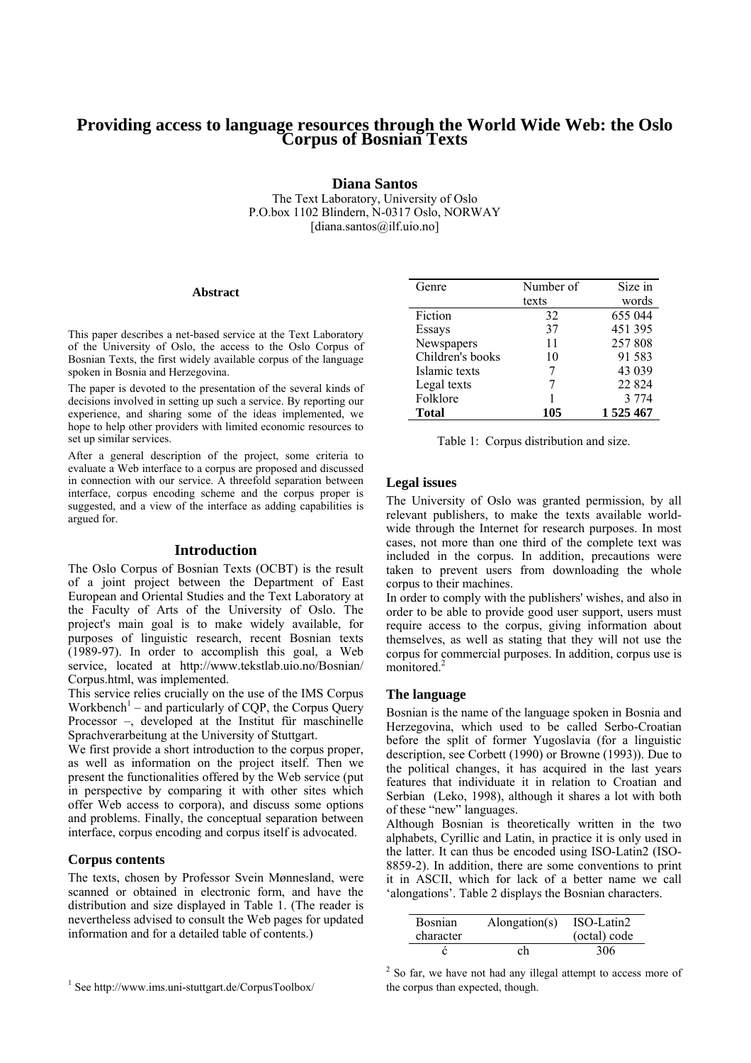# Providing access to language resources through the World Wide Web: the Oslo Corpus of Bosnian Texts

**Diana Santos**

The Text Laboratory, University of Oslo
P.O.box 1102 Blindern, N-0317 Oslo, NORWAY
[diana.santos@ilf.uio.no]

#### Abstract

This paper describes a net-based service at the Text Laboratory of the University of Oslo, the access to the Oslo Corpus of Bosnian Texts, the first widely available corpus of the language spoken in Bosnia and Herzegovina.

The paper is devoted to the presentation of the several kinds of decisions involved in setting up such a service. By reporting our experience, and sharing some of the ideas implemented, we hope to help other providers with limited economic resources to set up similar services.

After a general description of the project, some criteria to evaluate a Web interface to a corpus are proposed and discussed in connection with our service. A threefold separation between interface, corpus encoding scheme and the corpus proper is suggested, and a view of the interface as adding capabilities is argued for.

## Introduction

The Oslo Corpus of Bosnian Texts (OCBT) is the result of a joint project between the Department of East European and Oriental Studies and the Text Laboratory at the Faculty of Arts of the University of Oslo. The project's main goal is to make widely available, for purposes of linguistic research, recent Bosnian texts (1989-97). In order to accomplish this goal, a Web service, located at http://www.tekstlab.uio.no/Bosnian/Corpus.html, was implemented.

This service relies crucially on the use of the IMS Corpus Workbench[1] – and particularly of CQP, the Corpus Query Processor –, developed at the Institut für maschinelle Sprachverarbeitung at the University of Stuttgart.

We first provide a short introduction to the corpus proper, as well as information on the project itself. Then we present the functionalities offered by the Web service (put in perspective by comparing it with other sites which offer Web access to corpora), and discuss some options and problems. Finally, the conceptual separation between interface, corpus encoding and corpus itself is advocated.

### Corpus contents

The texts, chosen by Professor Svein Mønnesland, were scanned or obtained in electronic form, and have the distribution and size displayed in Table 1. (The reader is nevertheless advised to consult the Web pages for updated information and for a detailed table of contents.)

| Genre | Number of texts | Size in words |
|---|---|---|
| Fiction | 32 | 655 044 |
| Essays | 37 | 451 395 |
| Newspapers | 11 | 257 808 |
| Children's books | 10 | 91 583 |
| Islamic texts | 7 | 43 039 |
| Legal texts | 7 | 22 824 |
| Folklore | 1 | 3 774 |
| **Total** | **105** | **1 525 467** |

Table 1: Corpus distribution and size.

### Legal issues

The University of Oslo was granted permission, by all relevant publishers, to make the texts available world-wide through the Internet for research purposes. In most cases, not more than one third of the complete text was included in the corpus. In addition, precautions were taken to prevent users from downloading the whole corpus to their machines.

In order to comply with the publishers' wishes, and also in order to be able to provide good user support, users must require access to the corpus, giving information about themselves, as well as stating that they will not use the corpus for commercial purposes. In addition, corpus use is monitored.[2]

### The language

Bosnian is the name of the language spoken in Bosnia and Herzegovina, which used to be called Serbo-Croatian before the split of former Yugoslavia (for a linguistic description, see Corbett (1990) or Browne (1993)). Due to the political changes, it has acquired in the last years features that individuate it in relation to Croatian and Serbian (Leko, 1998), although it shares a lot with both of these "new" languages.

Although Bosnian is theoretically written in the two alphabets, Cyrillic and Latin, in practice it is only used in the latter. It can thus be encoded using ISO-Latin2 (ISO-8859-2). In addition, there are some conventions to print it in ASCII, which for lack of a better name we call 'alongations'. Table 2 displays the Bosnian characters.

| Bosnian character | Alongation(s) | ISO-Latin2 (octal) code |
|---|---|---|
| ć | ch | 306 |

[1] See http://www.ims.uni-stuttgart.de/CorpusToolbox/

[2] So far, we have not had any illegal attempt to access more of the corpus than expected, though.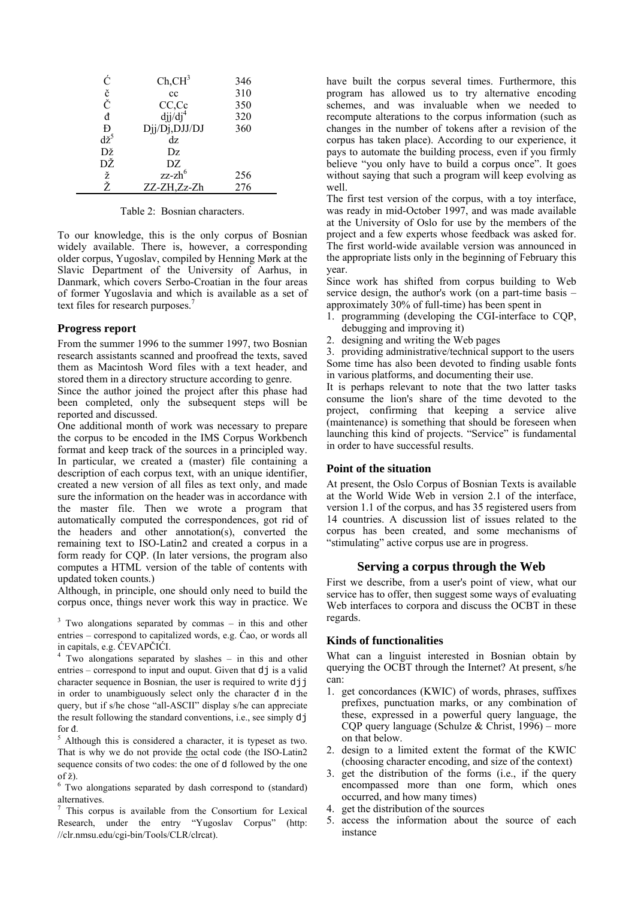| | | |
|---|---|---|
| Ć | Ch,CH[3] | 346 |
| č | cc | 310 |
| Č | CC,Cc | 350 |
| đ | djj/dj[4] | 320 |
| Đ | Djj/Dj,DJJ/DJ | 360 |
| dž[5] | dz | |
| Dž | Dz | |
| DŽ | DZ | |
| ž | zz-zh[6] | 256 |
| Ž | ZZ-ZH,Zz-Zh | 276 |

Table 2: Bosnian characters.

To our knowledge, this is the only corpus of Bosnian widely available. There is, however, a corresponding older corpus, Yugoslav, compiled by Henning Mørk at the Slavic Department of the University of Aarhus, in Danmark, which covers Serbo-Croatian in the four areas of former Yugoslavia and which is available as a set of text files for research purposes.[7]

### Progress report

From the summer 1996 to the summer 1997, two Bosnian research assistants scanned and proofread the texts, saved them as Macintosh Word files with a text header, and stored them in a directory structure according to genre.

Since the author joined the project after this phase had been completed, only the subsequent steps will be reported and discussed.

One additional month of work was necessary to prepare the corpus to be encoded in the IMS Corpus Workbench format and keep track of the sources in a principled way. In particular, we created a (master) file containing a description of each corpus text, with an unique identifier, created a new version of all files as text only, and made sure the information on the header was in accordance with the master file. Then we wrote a program that automatically computed the correspondences, got rid of the headers and other annotation(s), converted the remaining text to ISO-Latin2 and created a corpus in a form ready for CQP. (In later versions, the program also computes a HTML version of the table of contents with updated token counts.)

Although, in principle, one should only need to build the corpus once, things never work this way in practice. We have built the corpus several times. Furthermore, this program has allowed us to try alternative encoding schemes, and was invaluable when we needed to recompute alterations to the corpus information (such as changes in the number of tokens after a revision of the corpus has taken place). According to our experience, it pays to automate the building process, even if you firmly believe "you only have to build a corpus once". It goes without saying that such a program will keep evolving as well.

The first test version of the corpus, with a toy interface, was ready in mid-October 1997, and was made available at the University of Oslo for use by the members of the project and a few experts whose feedback was asked for. The first world-wide available version was announced in the appropriate lists only in the beginning of February this year.

Since work has shifted from corpus building to Web service design, the author's work (on a part-time basis – approximately 30% of full-time) has been spent in

1. programming (developing the CGI-interface to CQP, debugging and improving it)
2. designing and writing the Web pages
3. providing administrative/technical support to the users

Some time has also been devoted to finding usable fonts in various platforms, and documenting their use.

It is perhaps relevant to note that the two latter tasks consume the lion's share of the time devoted to the project, confirming that keeping a service alive (maintenance) is something that should be foreseen when launching this kind of projects. "Service" is fundamental in order to have successful results.

### Point of the situation

At present, the Oslo Corpus of Bosnian Texts is available at the World Wide Web in version 2.1 of the interface, version 1.1 of the corpus, and has 35 registered users from 14 countries. A discussion list of issues related to the corpus has been created, and some mechanisms of "stimulating" active corpus use are in progress.

## Serving a corpus through the Web

First we describe, from a user's point of view, what our service has to offer, then suggest some ways of evaluating Web interfaces to corpora and discuss the OCBT in these regards.

### Kinds of functionalities

What can a linguist interested in Bosnian obtain by querying the OCBT through the Internet? At present, s/he can:

1. get concordances (KWIC) of words, phrases, suffixes prefixes, punctuation marks, or any combination of these, expressed in a powerful query language, the CQP query language (Schulze & Christ, 1996) – more on that below.
2. design to a limited extent the format of the KWIC (choosing character encoding, and size of the context)
3. get the distribution of the forms (i.e., if the query encompassed more than one form, which ones occurred, and how many times)
4. get the distribution of the sources
5. access the information about the source of each instance

---

[3] Two alongations separated by commas – in this and other entries – correspond to capitalized words, e.g. Ćao, or words all in capitals, e.g. ĆEVAPČIĆI.

[4] Two alongations separated by slashes – in this and other entries – correspond to input and ouput. Given that `dj` is a valid character sequence in Bosnian, the user is required to write `djj` in order to unambiguously select only the character đ in the query, but if s/he chose "all-ASCII" display s/he can appreciate the result following the standard conventions, i.e., see simply `dj` for đ.

[5] Although this is considered a character, it is typeset as two. That is why we do not provide <u>the</u> octal code (the ISO-Latin2 sequence consits of two codes: the one of `d` followed by the one of ž).

[6] Two alongations separated by dash correspond to (standard) alternatives.

[7] This corpus is available from the Consortium for Lexical Research, under the entry "Yugoslav Corpus" (http: //clr.nmsu.edu/cgi-bin/Tools/CLR/clrcat).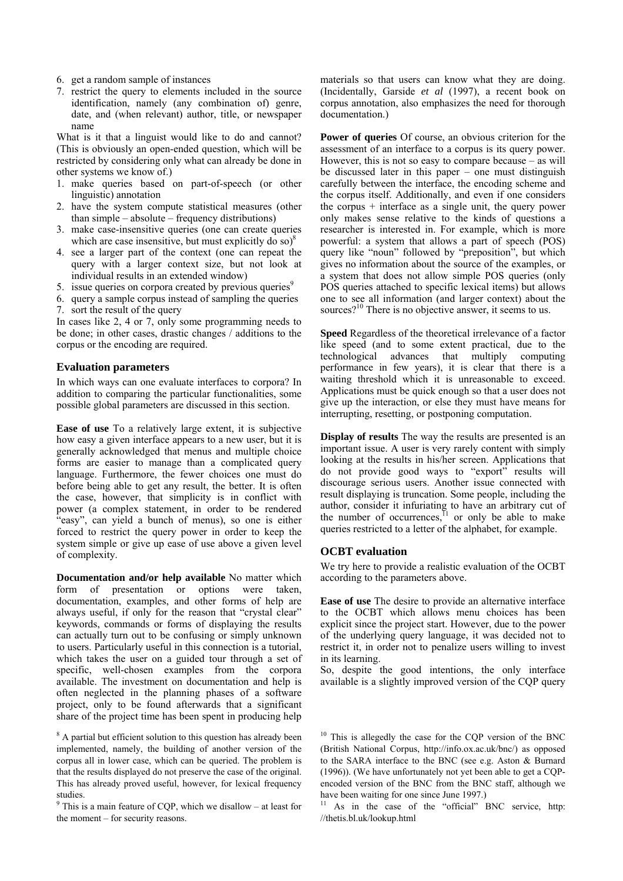6. get a random sample of instances
7. restrict the query to elements included in the source identification, namely (any combination of) genre, date, and (when relevant) author, title, or newspaper name

What is it that a linguist would like to do and cannot? (This is obviously an open-ended question, which will be restricted by considering only what can already be done in other systems we know of.)

1. make queries based on part-of-speech (or other linguistic) annotation
2. have the system compute statistical measures (other than simple – absolute – frequency distributions)
3. make case-insensitive queries (one can create queries which are case insensitive, but must explicitly do so)[8]
4. see a larger part of the context (one can repeat the query with a larger context size, but not look at individual results in an extended window)
5. issue queries on corpora created by previous queries[9]
6. query a sample corpus instead of sampling the queries
7. sort the result of the query

In cases like 2, 4 or 7, only some programming needs to be done; in other cases, drastic changes / additions to the corpus or the encoding are required.

## Evaluation parameters

In which ways can one evaluate interfaces to corpora? In addition to comparing the particular functionalities, some possible global parameters are discussed in this section.

**Ease of use** To a relatively large extent, it is subjective how easy a given interface appears to a new user, but it is generally acknowledged that menus and multiple choice forms are easier to manage than a complicated query language. Furthermore, the fewer choices one must do before being able to get any result, the better. It is often the case, however, that simplicity is in conflict with power (a complex statement, in order to be rendered "easy", can yield a bunch of menus), so one is either forced to restrict the query power in order to keep the system simple or give up ease of use above a given level of complexity.

**Documentation and/or help available** No matter which form of presentation or options were taken, documentation, examples, and other forms of help are always useful, if only for the reason that "crystal clear" keywords, commands or forms of displaying the results can actually turn out to be confusing or simply unknown to users. Particularly useful in this connection is a tutorial, which takes the user on a guided tour through a set of specific, well-chosen examples from the corpora available. The investment on documentation and help is often neglected in the planning phases of a software project, only to be found afterwards that a significant share of the project time has been spent in producing help materials so that users can know what they are doing. (Incidentally, Garside *et al* (1997), a recent book on corpus annotation, also emphasizes the need for thorough documentation.)

**Power of queries** Of course, an obvious criterion for the assessment of an interface to a corpus is its query power. However, this is not so easy to compare because – as will be discussed later in this paper – one must distinguish carefully between the interface, the encoding scheme and the corpus itself. Additionally, and even if one considers the corpus + interface as a single unit, the query power only makes sense relative to the kinds of questions a researcher is interested in. For example, which is more powerful: a system that allows a part of speech (POS) query like "noun" followed by "preposition", but which gives no information about the source of the examples, or a system that does not allow simple POS queries (only POS queries attached to specific lexical items) but allows one to see all information (and larger context) about the sources?[10] There is no objective answer, it seems to us.

**Speed** Regardless of the theoretical irrelevance of a factor like speed (and to some extent practical, due to the technological advances that multiply computing performance in few years), it is clear that there is a waiting threshold which it is unreasonable to exceed. Applications must be quick enough so that a user does not give up the interaction, or else they must have means for interrupting, resetting, or postponing computation.

**Display of results** The way the results are presented is an important issue. A user is very rarely content with simply looking at the results in his/her screen. Applications that do not provide good ways to "export" results will discourage serious users. Another issue connected with result displaying is truncation. Some people, including the author, consider it infuriating to have an arbitrary cut of the number of occurrences,[11] or only be able to make queries restricted to a letter of the alphabet, for example.

## OCBT evaluation

We try here to provide a realistic evaluation of the OCBT according to the parameters above.

**Ease of use** The desire to provide an alternative interface to the OCBT which allows menu choices has been explicit since the project start. However, due to the power of the underlying query language, it was decided not to restrict it, in order not to penalize users willing to invest in its learning.

So, despite the good intentions, the only interface available is a slightly improved version of the CQP query

---

[8] A partial but efficient solution to this question has already been implemented, namely, the building of another version of the corpus all in lower case, which can be queried. The problem is that the results displayed do not preserve the case of the original. This has already proved useful, however, for lexical frequency studies.

[9] This is a main feature of CQP, which we disallow – at least for the moment – for security reasons.

[10] This is allegedly the case for the CQP version of the BNC (British National Corpus, http://info.ox.ac.uk/bnc/) as opposed to the SARA interface to the BNC (see e.g. Aston & Burnard (1996)). (We have unfortunately not yet been able to get a CQP-encoded version of the BNC from the BNC staff, although we have been waiting for one since June 1997.)

[11] As in the case of the "official" BNC service, http: //thetis.bl.uk/lookup.html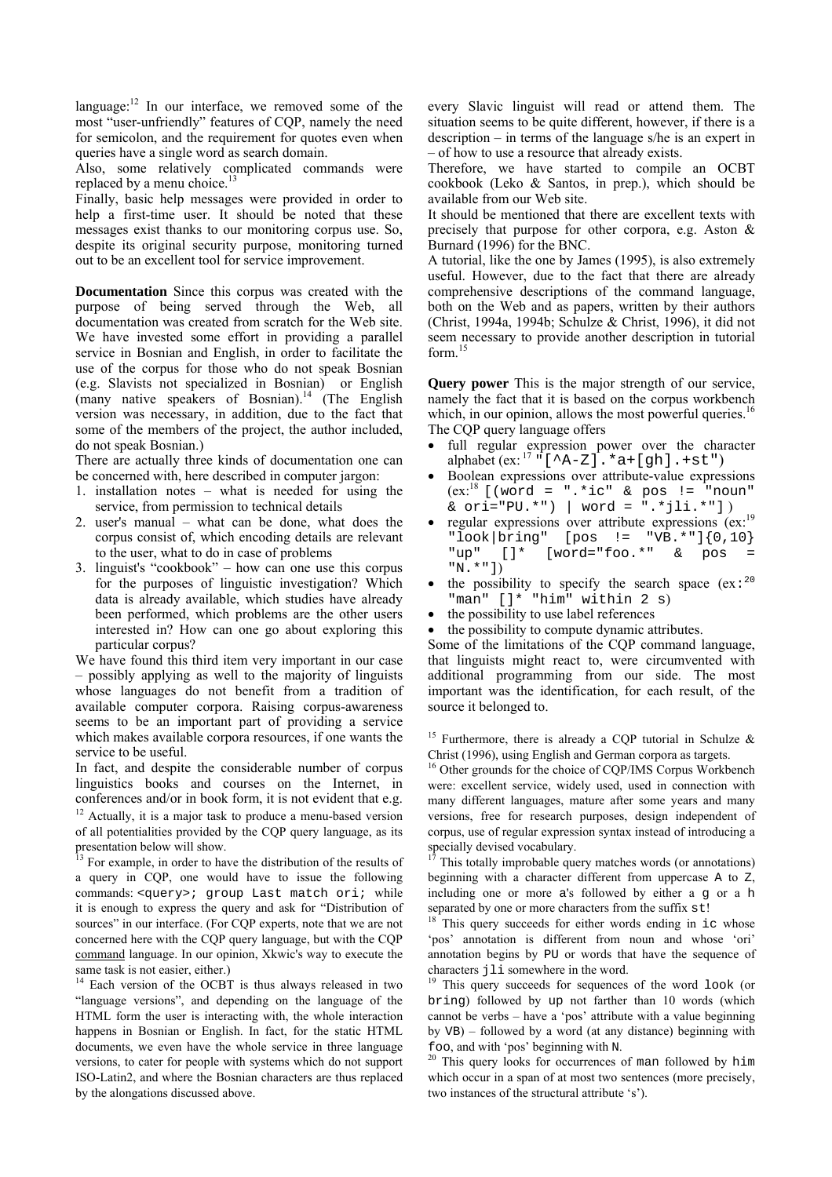language:[12] In our interface, we removed some of the most "user-unfriendly" features of CQP, namely the need for semicolon, and the requirement for quotes even when queries have a single word as search domain.

Also, some relatively complicated commands were replaced by a menu choice.[13]

Finally, basic help messages were provided in order to help a first-time user. It should be noted that these messages exist thanks to our monitoring corpus use. So, despite its original security purpose, monitoring turned out to be an excellent tool for service improvement.

**Documentation** Since this corpus was created with the purpose of being served through the Web, all documentation was created from scratch for the Web site. We have invested some effort in providing a parallel service in Bosnian and English, in order to facilitate the use of the corpus for those who do not speak Bosnian (e.g. Slavists not specialized in Bosnian) or English (many native speakers of Bosnian).[14] (The English version was necessary, in addition, due to the fact that some of the members of the project, the author included, do not speak Bosnian.)

There are actually three kinds of documentation one can be concerned with, here described in computer jargon:

1. installation notes – what is needed for using the service, from permission to technical details
2. user's manual – what can be done, what does the corpus consist of, which encoding details are relevant to the user, what to do in case of problems
3. linguist's "cookbook" – how can one use this corpus for the purposes of linguistic investigation? Which data is already available, which studies have already been performed, which problems are the other users interested in? How can one go about exploring this particular corpus?

We have found this third item very important in our case – possibly applying as well to the majority of linguists whose languages do not benefit from a tradition of available computer corpora. Raising corpus-awareness seems to be an important part of providing a service which makes available corpora resources, if one wants the service to be useful.

In fact, and despite the considerable number of corpus linguistics books and courses on the Internet, in conferences and/or in book form, it is not evident that e.g. every Slavic linguist will read or attend them. The situation seems to be quite different, however, if there is a description – in terms of the language s/he is an expert in – of how to use a resource that already exists.

Therefore, we have started to compile an OCBT cookbook (Leko & Santos, in prep.), which should be available from our Web site.

It should be mentioned that there are excellent texts with precisely that purpose for other corpora, e.g. Aston & Burnard (1996) for the BNC.

A tutorial, like the one by James (1995), is also extremely useful. However, due to the fact that there are already comprehensive descriptions of the command language, both on the Web and as papers, written by their authors (Christ, 1994a, 1994b; Schulze & Christ, 1996), it did not seem necessary to provide another description in tutorial form.[15]

**Query power** This is the major strength of our service, namely the fact that it is based on the corpus workbench which, in our opinion, allows the most powerful queries.[16]

The CQP query language offers

- full regular expression power over the character alphabet (ex:[17] `"[^A-Z].*a+[gh].+st"`)
- Boolean expressions over attribute-value expressions (ex:[18] `[(word = ".*ic" & pos != "noun" & ori="PU.*") | word = ".*jli.*"]`)
- regular expressions over attribute expressions (ex:[19] `"look|bring" [pos != "VB.*"]{0,10} "up" []* [word="foo.*" & pos = "N.*"]`)
- the possibility to specify the search space (ex:[20] `"man" []* "him" within 2 s`)
- the possibility to use label references
- the possibility to compute dynamic attributes.

Some of the limitations of the CQP command language, that linguists might react to, were circumvented with additional programming from our side. The most important was the identification, for each result, of the source it belonged to.

---

[12] Actually, it is a major task to produce a menu-based version of all potentialities provided by the CQP query language, as its presentation below will show.

[13] For example, in order to have the distribution of the results of a query in CQP, one would have to issue the following commands: `<query>; group Last match ori;` while it is enough to express the query and ask for "Distribution of sources" in our interface. (For CQP experts, note that we are not concerned here with the CQP query language, but with the CQP command language. In our opinion, Xkwic's way to execute the same task is not easier, either.)

[14] Each version of the OCBT is thus always released in two "language versions", and depending on the language of the HTML form the user is interacting with, the whole interaction happens in Bosnian or English. In fact, for the static HTML documents, we even have the whole service in three language versions, to cater for people with systems which do not support ISO-Latin2, and where the Bosnian characters are thus replaced by the alongations discussed above.

[15] Furthermore, there is already a CQP tutorial in Schulze & Christ (1996), using English and German corpora as targets.

[16] Other grounds for the choice of CQP/IMS Corpus Workbench were: excellent service, widely used, used in connection with many different languages, mature after some years and many versions, free for research purposes, design independent of corpus, use of regular expression syntax instead of introducing a specially devised vocabulary.

[17] This totally improbable query matches words (or annotations) beginning with a character different from uppercase `A` to `Z`, including one or more `a`'s followed by either a `g` or a `h` separated by one or more characters from the suffix `st`!

[18] This query succeeds for either words ending in `ic` whose 'pos' annotation is different from noun and whose 'ori' annotation begins by `PU` or words that have the sequence of characters `jli` somewhere in the word.

[19] This query succeeds for sequences of the word `look` (or `bring`) followed by `up` not farther than 10 words (which cannot be verbs – have a 'pos' attribute with a value beginning by `VB`) – followed by a word (at any distance) beginning with `foo`, and with 'pos' beginning with `N`.

[20] This query looks for occurrences of `man` followed by `him` which occur in a span of at most two sentences (more precisely, two instances of the structural attribute 's').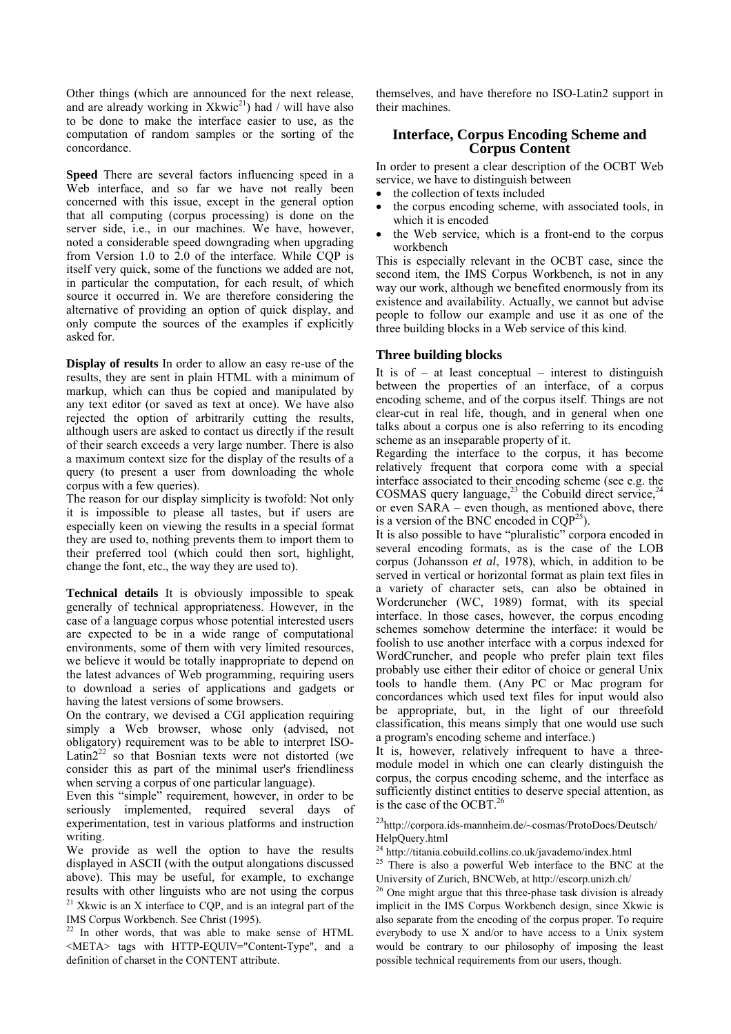Other things (which are announced for the next release, and are already working in Xkwic[21]) had / will have also to be done to make the interface easier to use, as the computation of random samples or the sorting of the concordance.

**Speed** There are several factors influencing speed in a Web interface, and so far we have not really been concerned with this issue, except in the general option that all computing (corpus processing) is done on the server side, i.e., in our machines. We have, however, noted a considerable speed downgrading when upgrading from Version 1.0 to 2.0 of the interface. While CQP is itself very quick, some of the functions we added are not, in particular the computation, for each result, of which source it occurred in. We are therefore considering the alternative of providing an option of quick display, and only compute the sources of the examples if explicitly asked for.

**Display of results** In order to allow an easy re-use of the results, they are sent in plain HTML with a minimum of markup, which can thus be copied and manipulated by any text editor (or saved as text at once). We have also rejected the option of arbitrarily cutting the results, although users are asked to contact us directly if the result of their search exceeds a very large number. There is also a maximum context size for the display of the results of a query (to present a user from downloading the whole corpus with a few queries).

The reason for our display simplicity is twofold: Not only it is impossible to please all tastes, but if users are especially keen on viewing the results in a special format they are used to, nothing prevents them to import them to their preferred tool (which could then sort, highlight, change the font, etc., the way they are used to).

**Technical details** It is obviously impossible to speak generally of technical appropriateness. However, in the case of a language corpus whose potential interested users are expected to be in a wide range of computational environments, some of them with very limited resources, we believe it would be totally inappropriate to depend on the latest advances of Web programming, requiring users to download a series of applications and gadgets or having the latest versions of some browsers.

On the contrary, we devised a CGI application requiring simply a Web browser, whose only (advised, not obligatory) requirement was to be able to interpret ISO-Latin2[22] so that Bosnian texts were not distorted (we consider this as part of the minimal user's friendliness when serving a corpus of one particular language).

Even this "simple" requirement, however, in order to be seriously implemented, required several days of experimentation, test in various platforms and instruction writing.

We provide as well the option to have the results displayed in ASCII (with the output alongations discussed above). This may be useful, for example, to exchange results with other linguists who are not using the corpus themselves, and have therefore no ISO-Latin2 support in their machines.

## Interface, Corpus Encoding Scheme and Corpus Content

In order to present a clear description of the OCBT Web service, we have to distinguish between

- the collection of texts included
- the corpus encoding scheme, with associated tools, in which it is encoded
- the Web service, which is a front-end to the corpus workbench

This is especially relevant in the OCBT case, since the second item, the IMS Corpus Workbench, is not in any way our work, although we benefited enormously from its existence and availability. Actually, we cannot but advise people to follow our example and use it as one of the three building blocks in a Web service of this kind.

### Three building blocks

It is of – at least conceptual – interest to distinguish between the properties of an interface, of a corpus encoding scheme, and of the corpus itself. Things are not clear-cut in real life, though, and in general when one talks about a corpus one is also referring to its encoding scheme as an inseparable property of it.

Regarding the interface to the corpus, it has become relatively frequent that corpora come with a special interface associated to their encoding scheme (see e.g. the COSMAS query language,[23] the Cobuild direct service,[24] or even SARA – even though, as mentioned above, there is a version of the BNC encoded in CQP[25]).

It is also possible to have "pluralistic" corpora encoded in several encoding formats, as is the case of the LOB corpus (Johansson *et al*, 1978), which, in addition to be served in vertical or horizontal format as plain text files in a variety of character sets, can also be obtained in Wordcruncher (WC, 1989) format, with its special interface. In those cases, however, the corpus encoding schemes somehow determine the interface: it would be foolish to use another interface with a corpus indexed for WordCruncher, and people who prefer plain text files probably use either their editor of choice or general Unix tools to handle them. (Any PC or Mac program for concordances which used text files for input would also be appropriate, but, in the light of our threefold classification, this means simply that one would use such a program's encoding scheme and interface.)

It is, however, relatively infrequent to have a three-module model in which one can clearly distinguish the corpus, the corpus encoding scheme, and the interface as sufficiently distinct entities to deserve special attention, as is the case of the OCBT.[26]

[21] Xkwic is an X interface to CQP, and is an integral part of the IMS Corpus Workbench. See Christ (1995).

[22] In other words, that was able to make sense of HTML <META> tags with HTTP-EQUIV="Content-Type", and a definition of charset in the CONTENT attribute.

[23] http://corpora.ids-mannheim.de/~cosmas/ProtoDocs/Deutsch/HelpQuery.html

[24] http://titania.cobuild.collins.co.uk/javademo/index.html

[25] There is also a powerful Web interface to the BNC at the University of Zurich, BNCWeb, at http://escorp.unizh.ch/

[26] One might argue that this three-phase task division is already implicit in the IMS Corpus Workbench design, since Xkwic is also separate from the encoding of the corpus proper. To require everybody to use X and/or to have access to a Unix system would be contrary to our philosophy of imposing the least possible technical requirements from our users, though.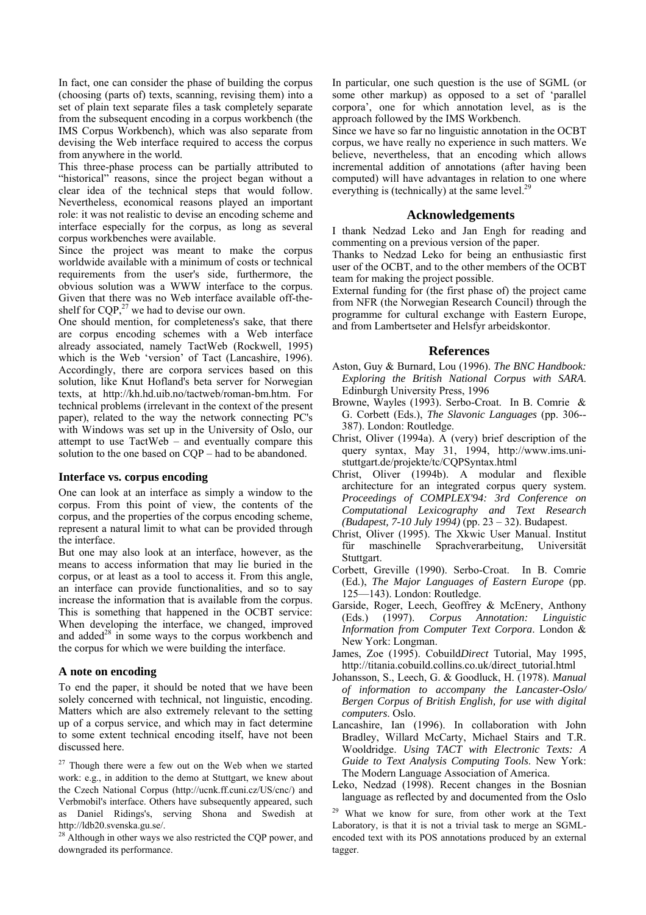In fact, one can consider the phase of building the corpus (choosing (parts of) texts, scanning, revising them) into a set of plain text separate files a task completely separate from the subsequent encoding in a corpus workbench (the IMS Corpus Workbench), which was also separate from devising the Web interface required to access the corpus from anywhere in the world.

This three-phase process can be partially attributed to "historical" reasons, since the project began without a clear idea of the technical steps that would follow. Nevertheless, economical reasons played an important role: it was not realistic to devise an encoding scheme and interface especially for the corpus, as long as several corpus workbenches were available.

Since the project was meant to make the corpus worldwide available with a minimum of costs or technical requirements from the user's side, furthermore, the obvious solution was a WWW interface to the corpus. Given that there was no Web interface available off-the-shelf for CQP,[27] we had to devise our own.

One should mention, for completeness's sake, that there are corpus encoding schemes with a Web interface already associated, namely TactWeb (Rockwell, 1995) which is the Web 'version' of Tact (Lancashire, 1996). Accordingly, there are corpora services based on this solution, like Knut Hofland's beta server for Norwegian texts, at http://kh.hd.uib.no/tactweb/roman-bm.htm. For technical problems (irrelevant in the context of the present paper), related to the way the network connecting PC's with Windows was set up in the University of Oslo, our attempt to use TactWeb – and eventually compare this solution to the one based on CQP – had to be abandoned.

### Interface vs. corpus encoding

One can look at an interface as simply a window to the corpus. From this point of view, the contents of the corpus, and the properties of the corpus encoding scheme, represent a natural limit to what can be provided through the interface.

But one may also look at an interface, however, as the means to access information that may lie buried in the corpus, or at least as a tool to access it. From this angle, an interface can provide functionalities, and so to say increase the information that is available from the corpus. This is something that happened in the OCBT service: When developing the interface, we changed, improved and added[28] in some ways to the corpus workbench and the corpus for which we were building the interface.

### A note on encoding

To end the paper, it should be noted that we have been solely concerned with technical, not linguistic, encoding. Matters which are also extremely relevant to the setting up of a corpus service, and which may in fact determine to some extent technical encoding itself, have not been discussed here.

In particular, one such question is the use of SGML (or some other markup) as opposed to a set of 'parallel corpora', one for which annotation level, as is the approach followed by the IMS Workbench.

Since we have so far no linguistic annotation in the OCBT corpus, we have really no experience in such matters. We believe, nevertheless, that an encoding which allows incremental addition of annotations (after having been computed) will have advantages in relation to one where everything is (technically) at the same level.[29]

## Acknowledgements

I thank Nedzad Leko and Jan Engh for reading and commenting on a previous version of the paper.

Thanks to Nedzad Leko for being an enthusiastic first user of the OCBT, and to the other members of the OCBT team for making the project possible.

External funding for (the first phase of) the project came from NFR (the Norwegian Research Council) through the programme for cultural exchange with Eastern Europe, and from Lambertseter and Helsfyr arbeidskontor.

## References

Aston, Guy & Burnard, Lou (1996). *The BNC Handbook: Exploring the British National Corpus with SARA*. Edinburgh University Press, 1996

Browne, Wayles (1993). Serbo-Croat. In B. Comrie & G. Corbett (Eds.), *The Slavonic Languages* (pp. 306--387). London: Routledge.

Christ, Oliver (1994a). A (very) brief description of the query syntax, May 31, 1994, http://www.ims.uni-stuttgart.de/projekte/tc/CQPSyntax.html

Christ, Oliver (1994b). A modular and flexible architecture for an integrated corpus query system. *Proceedings of COMPLEX'94: 3rd Conference on Computational Lexicography and Text Research (Budapest, 7-10 July 1994)* (pp. 23 – 32). Budapest.

Christ, Oliver (1995). The Xkwic User Manual. Institut für maschinelle Sprachverarbeitung, Universität Stuttgart.

Corbett, Greville (1990). Serbo-Croat. In B. Comrie (Ed.), *The Major Languages of Eastern Europe* (pp. 125—143). London: Routledge.

Garside, Roger, Leech, Geoffrey & McEnery, Anthony (Eds.) (1997). *Corpus Annotation: Linguistic Information from Computer Text Corpora*. London & New York: Longman.

James, Zoe (1995). Cobuild*Direct* Tutorial, May 1995, http://titania.cobuild.collins.co.uk/direct_tutorial.html

Johansson, S., Leech, G. & Goodluck, H. (1978). *Manual of information to accompany the Lancaster-Oslo/ Bergen Corpus of British English, for use with digital computers*. Oslo.

Lancashire, Ian (1996). In collaboration with John Bradley, Willard McCarty, Michael Stairs and T.R. Wooldridge. *Using TACT with Electronic Texts: A Guide to Text Analysis Computing Tools*. New York: The Modern Language Association of America.

Leko, Nedzad (1998). Recent changes in the Bosnian language as reflected by and documented from the Oslo

[27] Though there were a few out on the Web when we started work: e.g., in addition to the demo at Stuttgart, we knew about the Czech National Corpus (http://ucnk.ff.cuni.cz/US/cnc/) and Verbmobil's interface. Others have subsequently appeared, such as Daniel Ridings's, serving Shona and Swedish at http://ldb20.svenska.gu.se/.

[28] Although in other ways we also restricted the CQP power, and downgraded its performance.

[29] What we know for sure, from other work at the Text Laboratory, is that it is not a trivial task to merge an SGML-encoded text with its POS annotations produced by an external tagger.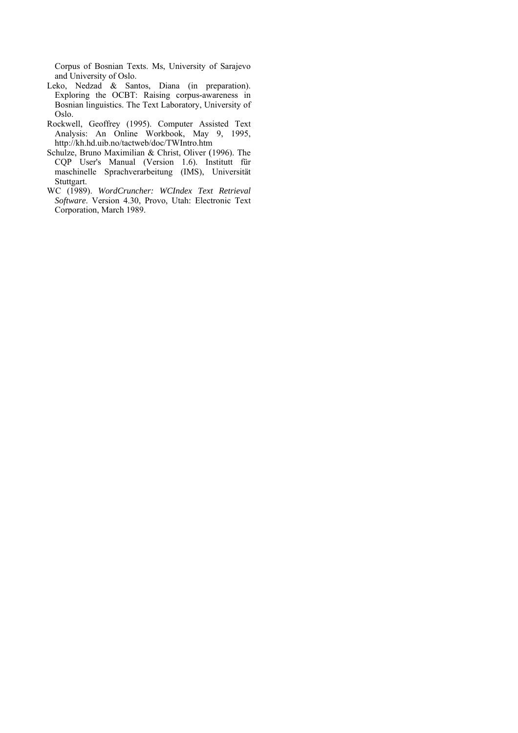Corpus of Bosnian Texts. Ms, University of Sarajevo and University of Oslo.

Leko, Nedzad & Santos, Diana (in preparation). Exploring the OCBT: Raising corpus-awareness in Bosnian linguistics. The Text Laboratory, University of Oslo.

Rockwell, Geoffrey (1995). Computer Assisted Text Analysis: An Online Workbook, May 9, 1995, http://kh.hd.uib.no/tactweb/doc/TWIntro.htm

Schulze, Bruno Maximilian & Christ, Oliver (1996). The CQP User's Manual (Version 1.6). Institutt für maschinelle Sprachverarbeitung (IMS), Universität Stuttgart.

WC (1989). *WordCruncher: WCIndex Text Retrieval Software*. Version 4.30, Provo, Utah: Electronic Text Corporation, March 1989.